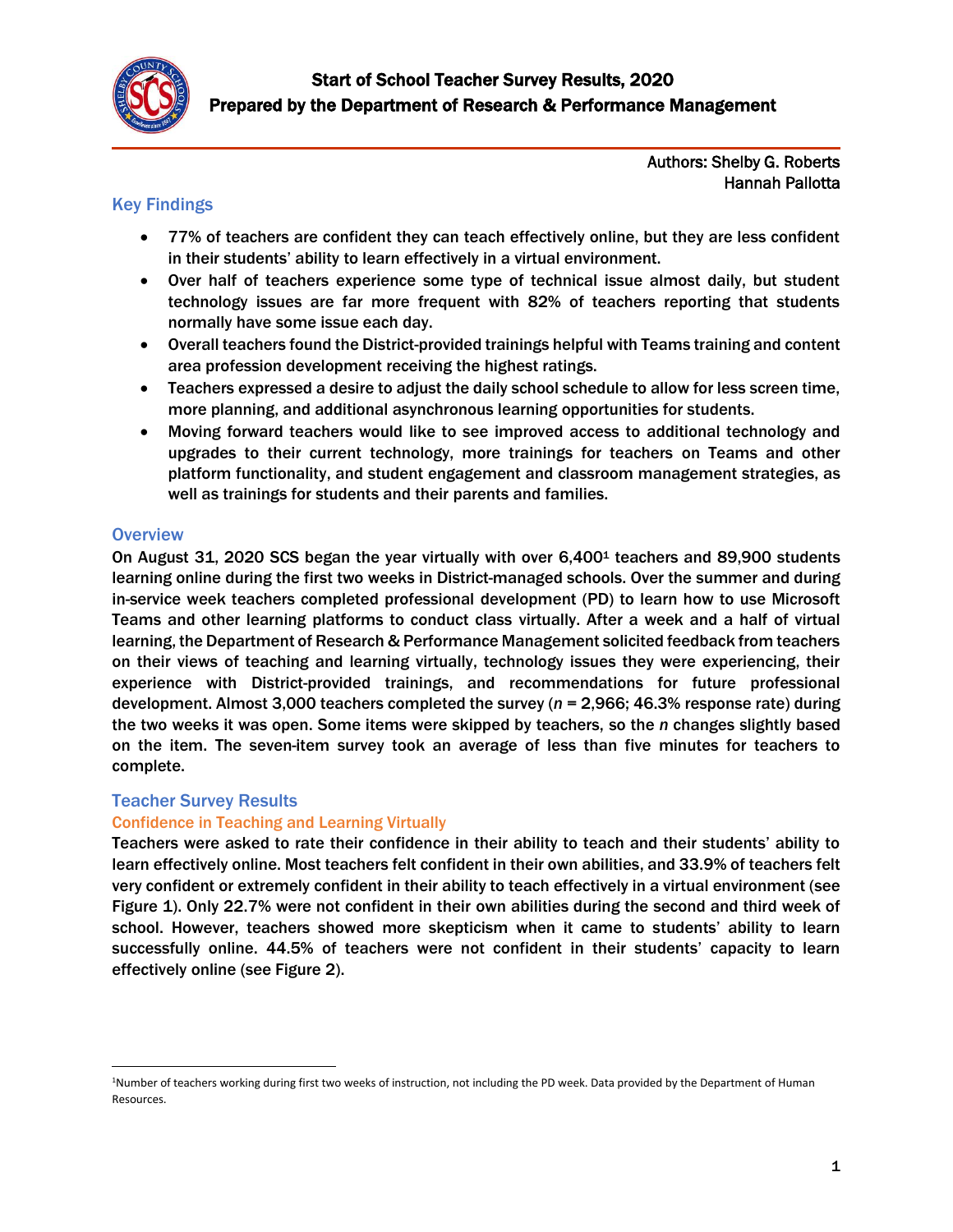# Start of School Teacher Survey Results, 2020
## Prepared by the Department of Research & Performance Management

Authors: Shelby G. Roberts
Hannah Pallotta

## Key Findings

- 77% of teachers are confident they can teach effectively online, but they are less confident in their students' ability to learn effectively in a virtual environment.
- Over half of teachers experience some type of technical issue almost daily, but student technology issues are far more frequent with 82% of teachers reporting that students normally have some issue each day.
- Overall teachers found the District-provided trainings helpful with Teams training and content area profession development receiving the highest ratings.
- Teachers expressed a desire to adjust the daily school schedule to allow for less screen time, more planning, and additional asynchronous learning opportunities for students.
- Moving forward teachers would like to see improved access to additional technology and upgrades to their current technology, more trainings for teachers on Teams and other platform functionality, and student engagement and classroom management strategies, as well as trainings for students and their parents and families.

## Overview

On August 31, 2020 SCS began the year virtually with over 6,400[1] teachers and 89,900 students learning online during the first two weeks in District-managed schools. Over the summer and during in-service week teachers completed professional development (PD) to learn how to use Microsoft Teams and other learning platforms to conduct class virtually. After a week and a half of virtual learning, the Department of Research & Performance Management solicited feedback from teachers on their views of teaching and learning virtually, technology issues they were experiencing, their experience with District-provided trainings, and recommendations for future professional development. Almost 3,000 teachers completed the survey (*n* = 2,966; 46.3% response rate) during the two weeks it was open. Some items were skipped by teachers, so the *n* changes slightly based on the item. The seven-item survey took an average of less than five minutes for teachers to complete.

## Teacher Survey Results

### Confidence in Teaching and Learning Virtually

Teachers were asked to rate their confidence in their ability to teach and their students' ability to learn effectively online. Most teachers felt confident in their own abilities, and 33.9% of teachers felt very confident or extremely confident in their ability to teach effectively in a virtual environment (see Figure 1). Only 22.7% were not confident in their own abilities during the second and third week of school. However, teachers showed more skepticism when it came to students' ability to learn successfully online. 44.5% of teachers were not confident in their students' capacity to learn effectively online (see Figure 2).

[1] Number of teachers working during first two weeks of instruction, not including the PD week. Data provided by the Department of Human Resources.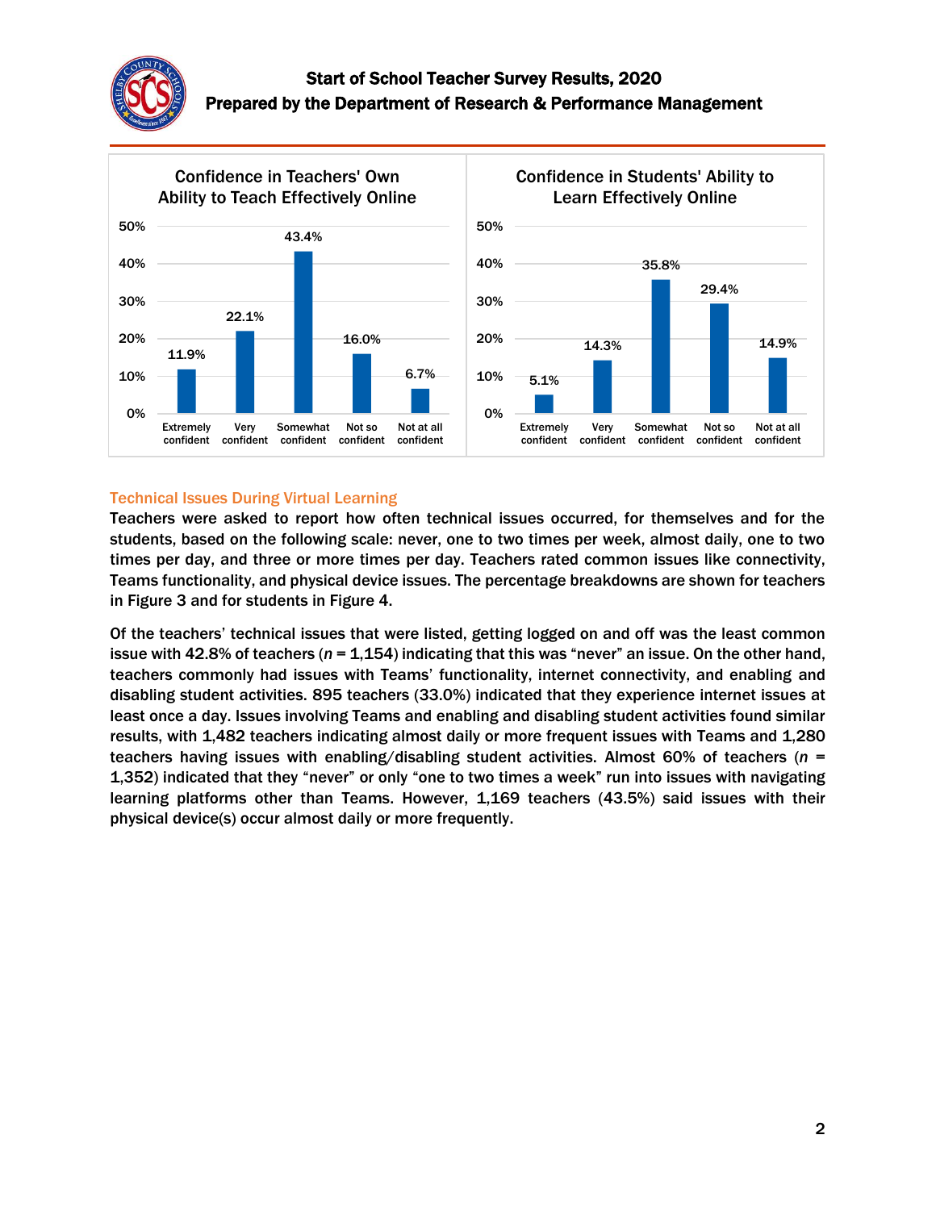Confidence in Teachers' Own Ability to Teach Effectively Online

| Extremely confident | Very confident | Somewhat confident | Not so confident | Not at all confident |
|---|---|---|---|---|
| 11.9% | 22.1% | 43.4% | 16.0% | 6.7% |

Confidence in Students' Ability to Learn Effectively Online

| Extremely confident | Very confident | Somewhat confident | Not so confident | Not at all confident |
|---|---|---|---|---|
| 5.1% | 14.3% | 35.8% | 29.4% | 14.9% |

## Technical Issues During Virtual Learning

**Teachers were asked to report how often technical issues occurred, for themselves and for the students, based on the following scale: never, one to two times per week, almost daily, one to two times per day, and three or more times per day. Teachers rated common issues like connectivity, Teams functionality, and physical device issues. The percentage breakdowns are shown for teachers in Figure 3 and for students in Figure 4.**

**Of the teachers' technical issues that were listed, getting logged on and off was the least common issue with 42.8% of teachers (*n* = 1,154) indicating that this was "never" an issue. On the other hand, teachers commonly had issues with Teams' functionality, internet connectivity, and enabling and disabling student activities. 895 teachers (33.0%) indicated that they experience internet issues at least once a day. Issues involving Teams and enabling and disabling student activities found similar results, with 1,482 teachers indicating almost daily or more frequent issues with Teams and 1,280 teachers having issues with enabling/disabling student activities. Almost 60% of teachers (*n* = 1,352) indicated that they "never" or only "one to two times a week" run into issues with navigating learning platforms other than Teams. However, 1,169 teachers (43.5%) said issues with their physical device(s) occur almost daily or more frequently.**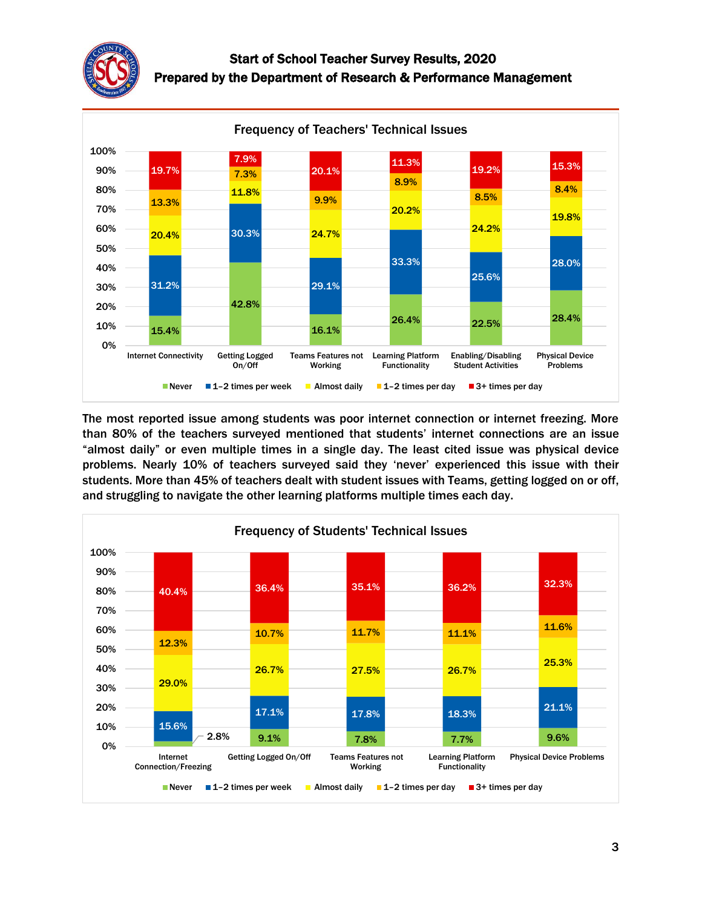# Start of School Teacher Survey Results, 2020

## Prepared by the Department of Research & Performance Management

**Frequency of Teachers' Technical Issues**

| | Never | 1–2 times per week | Almost daily | 1–2 times per day | 3+ times per day |
|---|---|---|---|---|---|
| Internet Connectivity | 15.4% | 31.2% | 20.4% | 13.3% | 19.7% |
| Getting Logged On/Off | 42.8% | 30.3% | 11.8% | 7.3% | 7.9% |
| Teams Features not Working | 16.1% | 29.1% | 24.7% | 9.9% | 20.1% |
| Learning Platform Functionality | 26.4% | 33.3% | 20.2% | 8.9% | 11.3% |
| Enabling/Disabling Student Activities | 22.5% | 25.6% | 24.2% | 8.5% | 19.2% |
| Physical Device Problems | 28.4% | 28.0% | 19.8% | 8.4% | 15.3% |

The most reported issue among students was poor internet connection or internet freezing. More than 80% of the teachers surveyed mentioned that students' internet connections are an issue "almost daily" or even multiple times in a single day. The least cited issue was physical device problems. Nearly 10% of teachers surveyed said they 'never' experienced this issue with their students. More than 45% of teachers dealt with student issues with Teams, getting logged on or off, and struggling to navigate the other learning platforms multiple times each day.

**Frequency of Students' Technical Issues**

| | Never | 1–2 times per week | Almost daily | 1–2 times per day | 3+ times per day |
|---|---|---|---|---|---|
| Internet Connection/Freezing | 2.8% | 15.6% | 29.0% | 12.3% | 40.4% |
| Getting Logged On/Off | 9.1% | 17.1% | 26.7% | 10.7% | 36.4% |
| Teams Features not Working | 7.8% | 17.8% | 27.5% | 11.7% | 35.1% |
| Learning Platform Functionality | 7.7% | 18.3% | 26.7% | 11.1% | 36.2% |
| Physical Device Problems | 9.6% | 21.1% | 25.3% | 11.6% | 32.3% |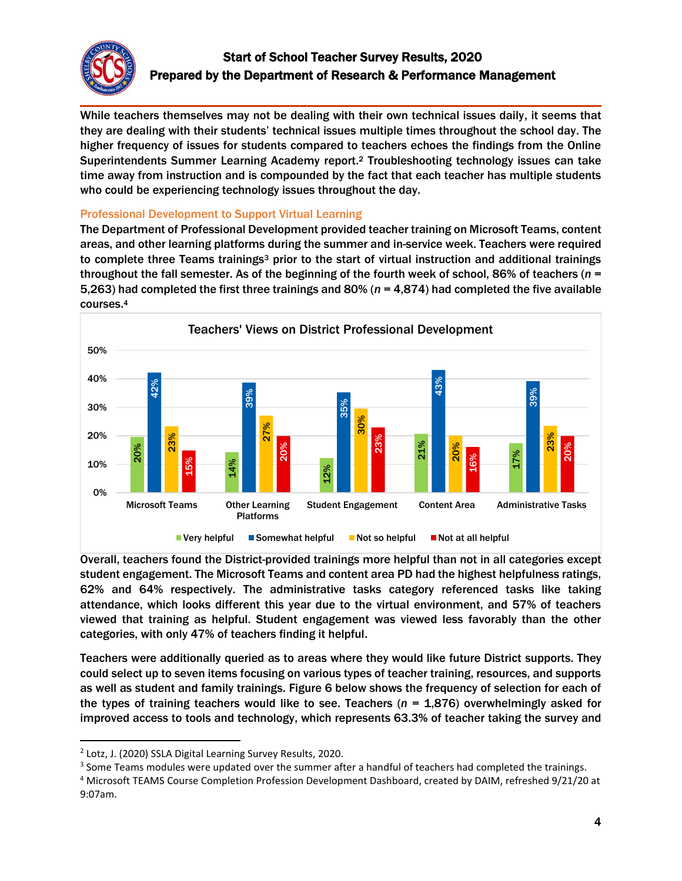While teachers themselves may not be dealing with their own technical issues daily, it seems that they are dealing with their students' technical issues multiple times throughout the school day. The higher frequency of issues for students compared to teachers echoes the findings from the Online Superintendents Summer Learning Academy report.[2] Troubleshooting technology issues can take time away from instruction and is compounded by the fact that each teacher has multiple students who could be experiencing technology issues throughout the day.

### Professional Development to Support Virtual Learning

The Department of Professional Development provided teacher training on Microsoft Teams, content areas, and other learning platforms during the summer and in-service week. Teachers were required to complete three Teams trainings[3] prior to the start of virtual instruction and additional trainings throughout the fall semester. As of the beginning of the fourth week of school, 86% of teachers (*n* = 5,263) had completed the first three trainings and 80% (*n* = 4,874) had completed the five available courses.[4]

**Teachers' Views on District Professional Development**

| | Very helpful | Somewhat helpful | Not so helpful | Not at all helpful |
|---|---|---|---|---|
| Microsoft Teams | 20% | 42% | 23% | 15% |
| Other Learning Platforms | 14% | 39% | 27% | 20% |
| Student Engagement | 12% | 35% | 30% | 23% |
| Content Area | 21% | 43% | 20% | 16% |
| Administrative Tasks | 17% | 39% | 23% | 20% |

Overall, teachers found the District-provided trainings more helpful than not in all categories except student engagement. The Microsoft Teams and content area PD had the highest helpfulness ratings, 62% and 64% respectively. The administrative tasks category referenced tasks like taking attendance, which looks different this year due to the virtual environment, and 57% of teachers viewed that training as helpful. Student engagement was viewed less favorably than the other categories, with only 47% of teachers finding it helpful.

Teachers were additionally queried as to areas where they would like future District supports. They could select up to seven items focusing on various types of teacher training, resources, and supports as well as student and family trainings. Figure 6 below shows the frequency of selection for each of the types of training teachers would like to see. Teachers (*n* = 1,876) overwhelmingly asked for improved access to tools and technology, which represents 63.3% of teacher taking the survey and

---

[2] Lotz, J. (2020) SSLA Digital Learning Survey Results, 2020.

[3] Some Teams modules were updated over the summer after a handful of teachers had completed the trainings.

[4] Microsoft TEAMS Course Completion Profession Development Dashboard, created by DAIM, refreshed 9/21/20 at 9:07am.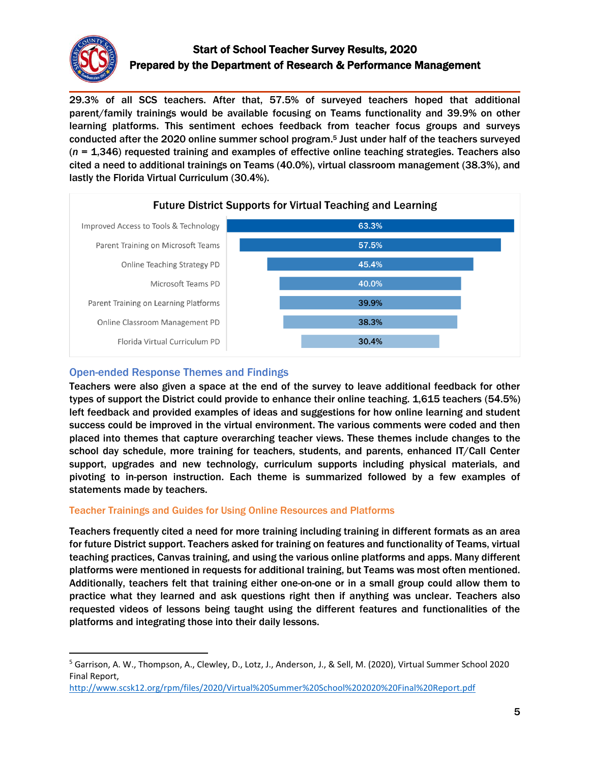29.3% of all SCS teachers. After that, 57.5% of surveyed teachers hoped that additional parent/family trainings would be available focusing on Teams functionality and 39.9% on other learning platforms. This sentiment echoes feedback from teacher focus groups and surveys conducted after the 2020 online summer school program.[5] Just under half of the teachers surveyed (*n* = 1,346) requested training and examples of effective online teaching strategies. Teachers also cited a need to additional trainings on Teams (40.0%), virtual classroom management (38.3%), and lastly the Florida Virtual Curriculum (30.4%).

**Future District Supports for Virtual Teaching and Learning**

| Support | Percent |
| --- | --- |
| Improved Access to Tools & Technology | 63.3% |
| Parent Training on Microsoft Teams | 57.5% |
| Online Teaching Strategy PD | 45.4% |
| Microsoft Teams PD | 40.0% |
| Parent Training on Learning Platforms | 39.9% |
| Online Classroom Management PD | 38.3% |
| Florida Virtual Curriculum PD | 30.4% |

## Open-ended Response Themes and Findings

Teachers were also given a space at the end of the survey to leave additional feedback for other types of support the District could provide to enhance their online teaching. 1,615 teachers (54.5%) left feedback and provided examples of ideas and suggestions for how online learning and student success could be improved in the virtual environment. The various comments were coded and then placed into themes that capture overarching teacher views. These themes include changes to the school day schedule, more training for teachers, students, and parents, enhanced IT/Call Center support, upgrades and new technology, curriculum supports including physical materials, and pivoting to in-person instruction. Each theme is summarized followed by a few examples of statements made by teachers.

### Teacher Trainings and Guides for Using Online Resources and Platforms

Teachers frequently cited a need for more training including training in different formats as an area for future District support. Teachers asked for training on features and functionality of Teams, virtual teaching practices, Canvas training, and using the various online platforms and apps. Many different platforms were mentioned in requests for additional training, but Teams was most often mentioned. Additionally, teachers felt that training either one-on-one or in a small group could allow them to practice what they learned and ask questions right then if anything was unclear. Teachers also requested videos of lessons being taught using the different features and functionalities of the platforms and integrating those into their daily lessons.

---

[5] Garrison, A. W., Thompson, A., Clewley, D., Lotz, J., Anderson, J., & Sell, M. (2020), Virtual Summer School 2020 Final Report, http://www.scsk12.org/rpm/files/2020/Virtual%20Summer%20School%202020%20Final%20Report.pdf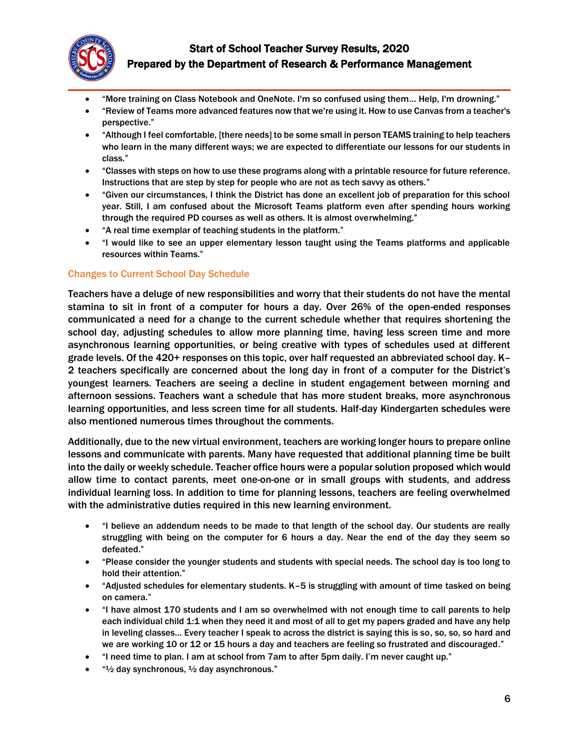- "More training on Class Notebook and OneNote. I'm so confused using them… Help, I'm drowning."
- "Review of Teams more advanced features now that we're using it. How to use Canvas from a teacher's perspective."
- "Although I feel comfortable, [there needs] to be some small in person TEAMS training to help teachers who learn in the many different ways; we are expected to differentiate our lessons for our students in class."
- "Classes with steps on how to use these programs along with a printable resource for future reference. Instructions that are step by step for people who are not as tech savvy as others."
- "Given our circumstances, I think the District has done an excellent job of preparation for this school year. Still, I am confused about the Microsoft Teams platform even after spending hours working through the required PD courses as well as others. It is almost overwhelming."
- "A real time exemplar of teaching students in the platform."
- "I would like to see an upper elementary lesson taught using the Teams platforms and applicable resources within Teams."

### Changes to Current School Day Schedule

Teachers have a deluge of new responsibilities and worry that their students do not have the mental stamina to sit in front of a computer for hours a day. Over 26% of the open-ended responses communicated a need for a change to the current schedule whether that requires shortening the school day, adjusting schedules to allow more planning time, having less screen time and more asynchronous learning opportunities, or being creative with types of schedules used at different grade levels. Of the 420+ responses on this topic, over half requested an abbreviated school day. K–2 teachers specifically are concerned about the long day in front of a computer for the District's youngest learners. Teachers are seeing a decline in student engagement between morning and afternoon sessions. Teachers want a schedule that has more student breaks, more asynchronous learning opportunities, and less screen time for all students. Half-day Kindergarten schedules were also mentioned numerous times throughout the comments.

Additionally, due to the new virtual environment, teachers are working longer hours to prepare online lessons and communicate with parents. Many have requested that additional planning time be built into the daily or weekly schedule. Teacher office hours were a popular solution proposed which would allow time to contact parents, meet one-on-one or in small groups with students, and address individual learning loss. In addition to time for planning lessons, teachers are feeling overwhelmed with the administrative duties required in this new learning environment.

- "I believe an addendum needs to be made to that length of the school day. Our students are really struggling with being on the computer for 6 hours a day. Near the end of the day they seem so defeated."
- "Please consider the younger students and students with special needs. The school day is too long to hold their attention."
- "Adjusted schedules for elementary students. K–5 is struggling with amount of time tasked on being on camera."
- "I have almost 170 students and I am so overwhelmed with not enough time to call parents to help each individual child 1:1 when they need it and most of all to get my papers graded and have any help in leveling classes… Every teacher I speak to across the district is saying this is so, so, so, so hard and we are working 10 or 12 or 15 hours a day and teachers are feeling so frustrated and discouraged."
- "I need time to plan. I am at school from 7am to after 5pm daily. I'm never caught up."
- "½ day synchronous, ½ day asynchronous."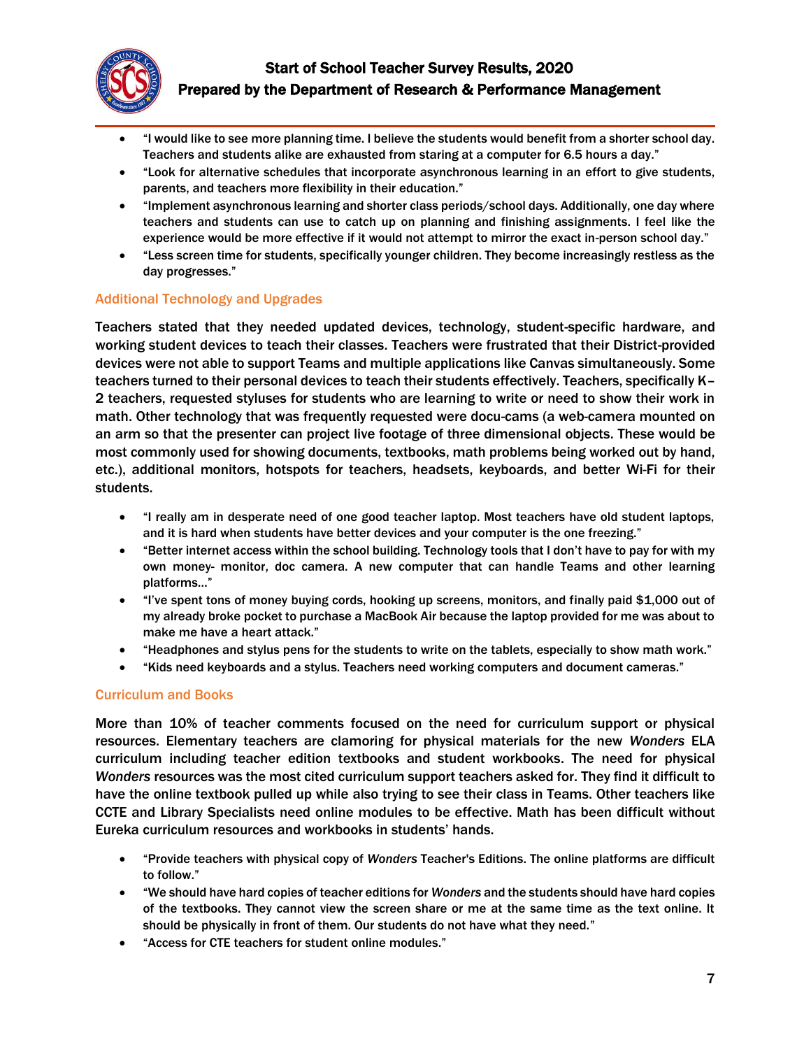- "I would like to see more planning time. I believe the students would benefit from a shorter school day. Teachers and students alike are exhausted from staring at a computer for 6.5 hours a day."
- "Look for alternative schedules that incorporate asynchronous learning in an effort to give students, parents, and teachers more flexibility in their education."
- "Implement asynchronous learning and shorter class periods/school days. Additionally, one day where teachers and students can use to catch up on planning and finishing assignments. I feel like the experience would be more effective if it would not attempt to mirror the exact in-person school day."
- "Less screen time for students, specifically younger children. They become increasingly restless as the day progresses."

### Additional Technology and Upgrades

Teachers stated that they needed updated devices, technology, student-specific hardware, and working student devices to teach their classes. Teachers were frustrated that their District-provided devices were not able to support Teams and multiple applications like Canvas simultaneously. Some teachers turned to their personal devices to teach their students effectively. Teachers, specifically K–2 teachers, requested styluses for students who are learning to write or need to show their work in math. Other technology that was frequently requested were docu-cams (a web-camera mounted on an arm so that the presenter can project live footage of three dimensional objects. These would be most commonly used for showing documents, textbooks, math problems being worked out by hand, etc.), additional monitors, hotspots for teachers, headsets, keyboards, and better Wi-Fi for their students.

- "I really am in desperate need of one good teacher laptop. Most teachers have old student laptops, and it is hard when students have better devices and your computer is the one freezing."
- "Better internet access within the school building. Technology tools that I don't have to pay for with my own money- monitor, doc camera. A new computer that can handle Teams and other learning platforms…"
- "I've spent tons of money buying cords, hooking up screens, monitors, and finally paid $1,000 out of my already broke pocket to purchase a MacBook Air because the laptop provided for me was about to make me have a heart attack."
- "Headphones and stylus pens for the students to write on the tablets, especially to show math work."
- "Kids need keyboards and a stylus. Teachers need working computers and document cameras."

### Curriculum and Books

More than 10% of teacher comments focused on the need for curriculum support or physical resources. Elementary teachers are clamoring for physical materials for the new *Wonders* ELA curriculum including teacher edition textbooks and student workbooks. The need for physical *Wonders* resources was the most cited curriculum support teachers asked for. They find it difficult to have the online textbook pulled up while also trying to see their class in Teams. Other teachers like CCTE and Library Specialists need online modules to be effective. Math has been difficult without Eureka curriculum resources and workbooks in students' hands.

- "Provide teachers with physical copy of *Wonders* Teacher's Editions. The online platforms are difficult to follow."
- "We should have hard copies of teacher editions for *Wonders* and the students should have hard copies of the textbooks. They cannot view the screen share or me at the same time as the text online. It should be physically in front of them. Our students do not have what they need."
- "Access for CTE teachers for student online modules."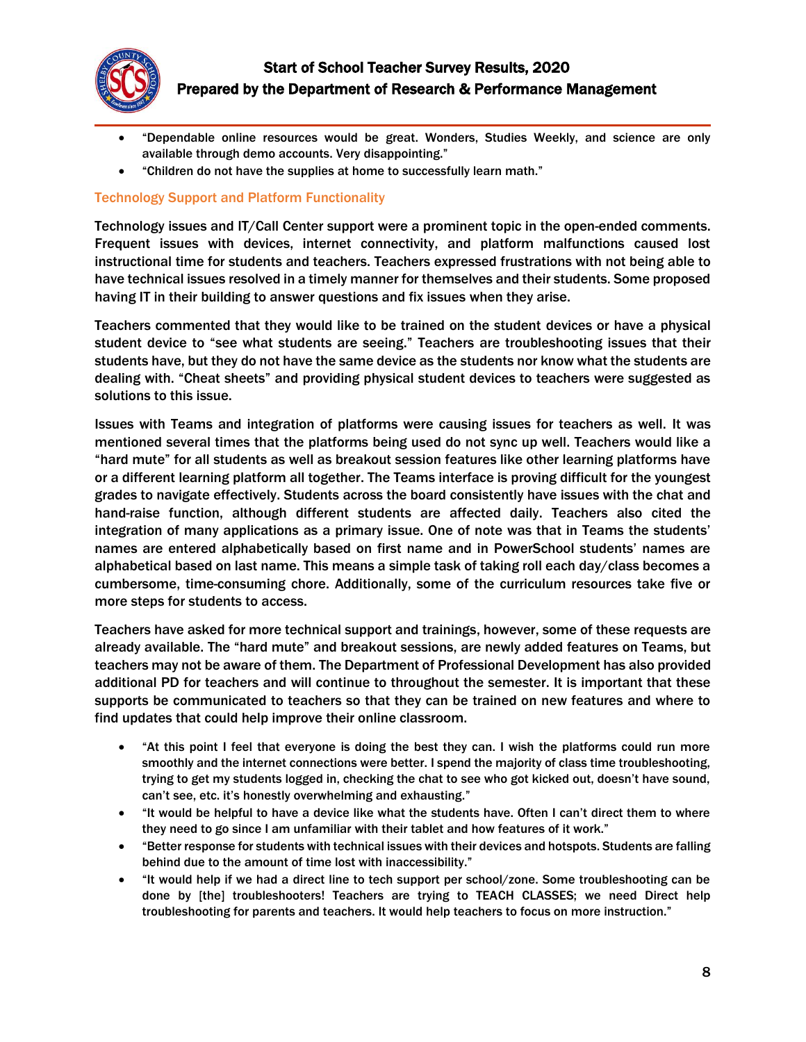- "Dependable online resources would be great. Wonders, Studies Weekly, and science are only available through demo accounts. Very disappointing."
- "Children do not have the supplies at home to successfully learn math."

### Technology Support and Platform Functionality

Technology issues and IT/Call Center support were a prominent topic in the open-ended comments. Frequent issues with devices, internet connectivity, and platform malfunctions caused lost instructional time for students and teachers. Teachers expressed frustrations with not being able to have technical issues resolved in a timely manner for themselves and their students. Some proposed having IT in their building to answer questions and fix issues when they arise.

Teachers commented that they would like to be trained on the student devices or have a physical student device to "see what students are seeing." Teachers are troubleshooting issues that their students have, but they do not have the same device as the students nor know what the students are dealing with. "Cheat sheets" and providing physical student devices to teachers were suggested as solutions to this issue.

Issues with Teams and integration of platforms were causing issues for teachers as well. It was mentioned several times that the platforms being used do not sync up well. Teachers would like a "hard mute" for all students as well as breakout session features like other learning platforms have or a different learning platform all together. The Teams interface is proving difficult for the youngest grades to navigate effectively. Students across the board consistently have issues with the chat and hand-raise function, although different students are affected daily. Teachers also cited the integration of many applications as a primary issue. One of note was that in Teams the students' names are entered alphabetically based on first name and in PowerSchool students' names are alphabetical based on last name. This means a simple task of taking roll each day/class becomes a cumbersome, time-consuming chore. Additionally, some of the curriculum resources take five or more steps for students to access.

Teachers have asked for more technical support and trainings, however, some of these requests are already available. The "hard mute" and breakout sessions, are newly added features on Teams, but teachers may not be aware of them. The Department of Professional Development has also provided additional PD for teachers and will continue to throughout the semester. It is important that these supports be communicated to teachers so that they can be trained on new features and where to find updates that could help improve their online classroom.

- "At this point I feel that everyone is doing the best they can. I wish the platforms could run more smoothly and the internet connections were better. I spend the majority of class time troubleshooting, trying to get my students logged in, checking the chat to see who got kicked out, doesn't have sound, can't see, etc. it's honestly overwhelming and exhausting."
- "It would be helpful to have a device like what the students have. Often I can't direct them to where they need to go since I am unfamiliar with their tablet and how features of it work."
- "Better response for students with technical issues with their devices and hotspots. Students are falling behind due to the amount of time lost with inaccessibility."
- "It would help if we had a direct line to tech support per school/zone. Some troubleshooting can be done by [the] troubleshooters! Teachers are trying to TEACH CLASSES; we need Direct help troubleshooting for parents and teachers. It would help teachers to focus on more instruction."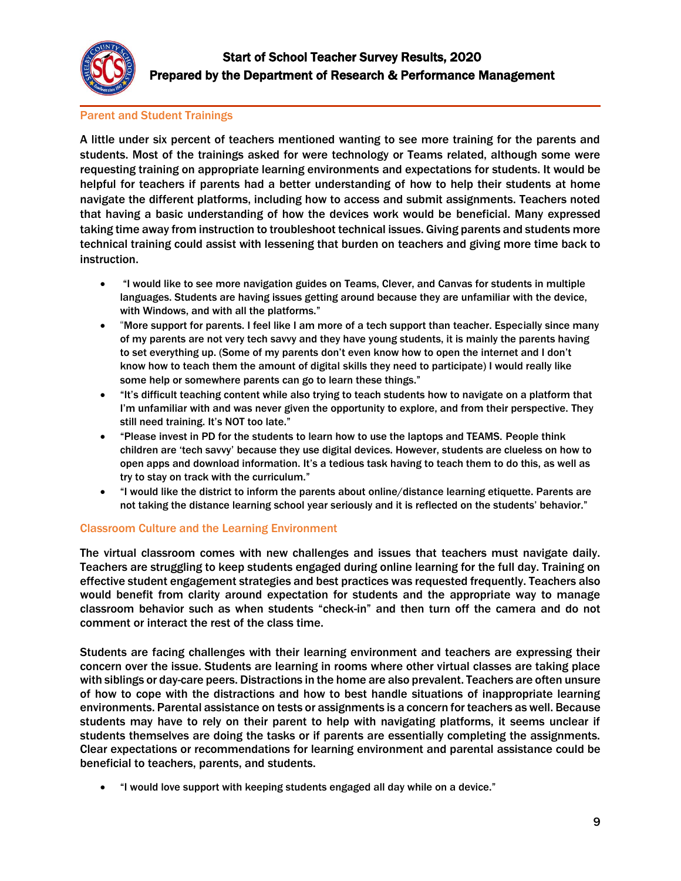## Parent and Student Trainings

A little under six percent of teachers mentioned wanting to see more training for the parents and students. Most of the trainings asked for were technology or Teams related, although some were requesting training on appropriate learning environments and expectations for students. It would be helpful for teachers if parents had a better understanding of how to help their students at home navigate the different platforms, including how to access and submit assignments. Teachers noted that having a basic understanding of how the devices work would be beneficial. Many expressed taking time away from instruction to troubleshoot technical issues. Giving parents and students more technical training could assist with lessening that burden on teachers and giving more time back to instruction.

- "I would like to see more navigation guides on Teams, Clever, and Canvas for students in multiple languages. Students are having issues getting around because they are unfamiliar with the device, with Windows, and with all the platforms."
- "More support for parents. I feel like I am more of a tech support than teacher. Especially since many of my parents are not very tech savvy and they have young students, it is mainly the parents having to set everything up. (Some of my parents don't even know how to open the internet and I don't know how to teach them the amount of digital skills they need to participate) I would really like some help or somewhere parents can go to learn these things."
- "It's difficult teaching content while also trying to teach students how to navigate on a platform that I'm unfamiliar with and was never given the opportunity to explore, and from their perspective. They still need training. It's NOT too late."
- "Please invest in PD for the students to learn how to use the laptops and TEAMS. People think children are 'tech savvy' because they use digital devices. However, students are clueless on how to open apps and download information. It's a tedious task having to teach them to do this, as well as try to stay on track with the curriculum."
- "I would like the district to inform the parents about online/distance learning etiquette. Parents are not taking the distance learning school year seriously and it is reflected on the students' behavior."

## Classroom Culture and the Learning Environment

The virtual classroom comes with new challenges and issues that teachers must navigate daily. Teachers are struggling to keep students engaged during online learning for the full day. Training on effective student engagement strategies and best practices was requested frequently. Teachers also would benefit from clarity around expectation for students and the appropriate way to manage classroom behavior such as when students "check-in" and then turn off the camera and do not comment or interact the rest of the class time.

Students are facing challenges with their learning environment and teachers are expressing their concern over the issue. Students are learning in rooms where other virtual classes are taking place with siblings or day-care peers. Distractions in the home are also prevalent. Teachers are often unsure of how to cope with the distractions and how to best handle situations of inappropriate learning environments. Parental assistance on tests or assignments is a concern for teachers as well. Because students may have to rely on their parent to help with navigating platforms, it seems unclear if students themselves are doing the tasks or if parents are essentially completing the assignments. Clear expectations or recommendations for learning environment and parental assistance could be beneficial to teachers, parents, and students.

- "I would love support with keeping students engaged all day while on a device."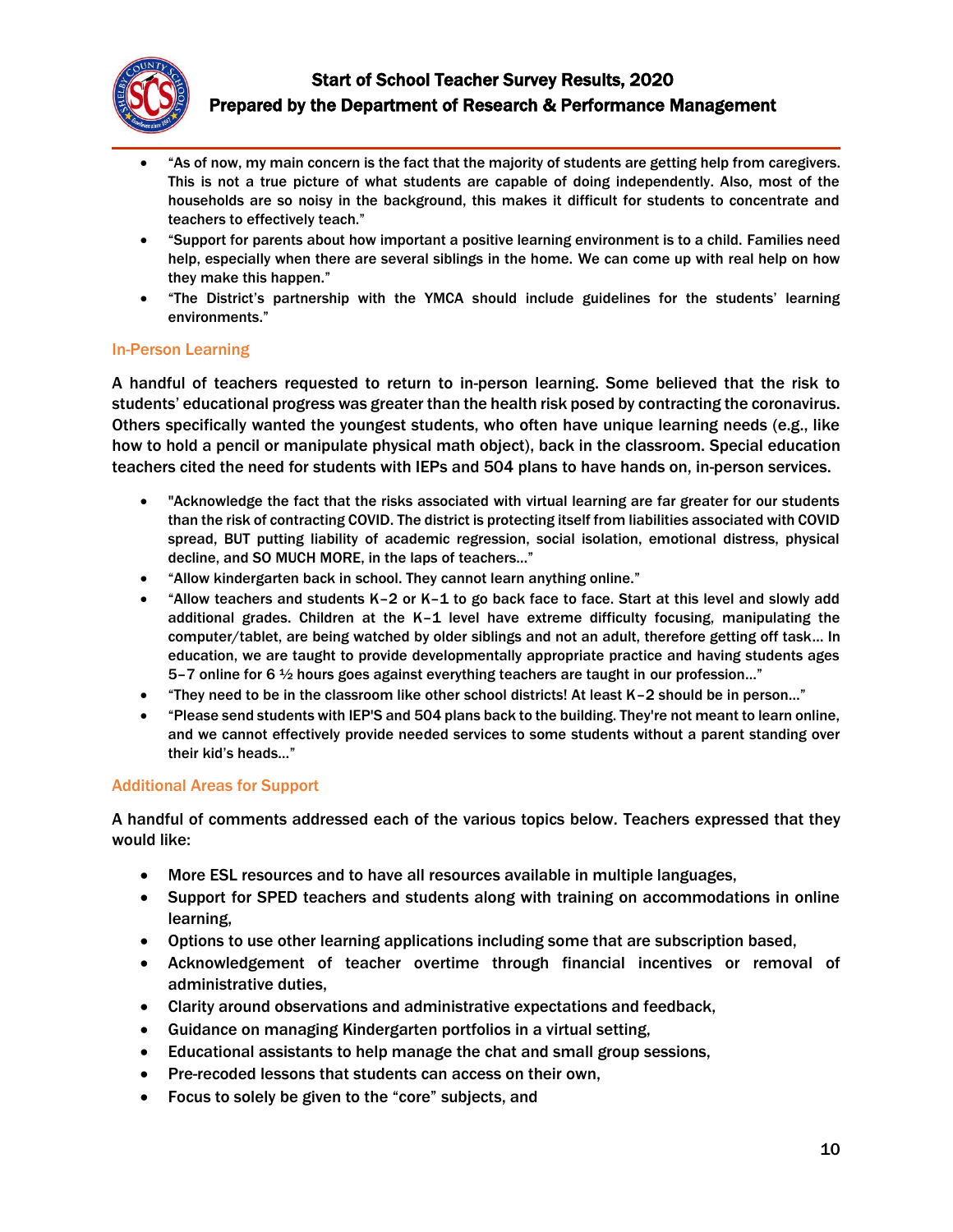- "As of now, my main concern is the fact that the majority of students are getting help from caregivers. This is not a true picture of what students are capable of doing independently. Also, most of the households are so noisy in the background, this makes it difficult for students to concentrate and teachers to effectively teach."
- "Support for parents about how important a positive learning environment is to a child. Families need help, especially when there are several siblings in the home. We can come up with real help on how they make this happen."
- "The District's partnership with the YMCA should include guidelines for the students' learning environments."

### In-Person Learning

A handful of teachers requested to return to in-person learning. Some believed that the risk to students' educational progress was greater than the health risk posed by contracting the coronavirus. Others specifically wanted the youngest students, who often have unique learning needs (e.g., like how to hold a pencil or manipulate physical math object), back in the classroom. Special education teachers cited the need for students with IEPs and 504 plans to have hands on, in-person services.

- "Acknowledge the fact that the risks associated with virtual learning are far greater for our students than the risk of contracting COVID. The district is protecting itself from liabilities associated with COVID spread, BUT putting liability of academic regression, social isolation, emotional distress, physical decline, and SO MUCH MORE, in the laps of teachers…"
- "Allow kindergarten back in school. They cannot learn anything online."
- "Allow teachers and students K–2 or K–1 to go back face to face. Start at this level and slowly add additional grades. Children at the K–1 level have extreme difficulty focusing, manipulating the computer/tablet, are being watched by older siblings and not an adult, therefore getting off task… In education, we are taught to provide developmentally appropriate practice and having students ages 5–7 online for 6 ½ hours goes against everything teachers are taught in our profession…"
- "They need to be in the classroom like other school districts! At least K–2 should be in person…"
- "Please send students with IEP'S and 504 plans back to the building. They're not meant to learn online, and we cannot effectively provide needed services to some students without a parent standing over their kid's heads…"

### Additional Areas for Support

A handful of comments addressed each of the various topics below. Teachers expressed that they would like:

- More ESL resources and to have all resources available in multiple languages,
- Support for SPED teachers and students along with training on accommodations in online learning,
- Options to use other learning applications including some that are subscription based,
- Acknowledgement of teacher overtime through financial incentives or removal of administrative duties,
- Clarity around observations and administrative expectations and feedback,
- Guidance on managing Kindergarten portfolios in a virtual setting,
- Educational assistants to help manage the chat and small group sessions,
- Pre-recoded lessons that students can access on their own,
- Focus to solely be given to the "core" subjects, and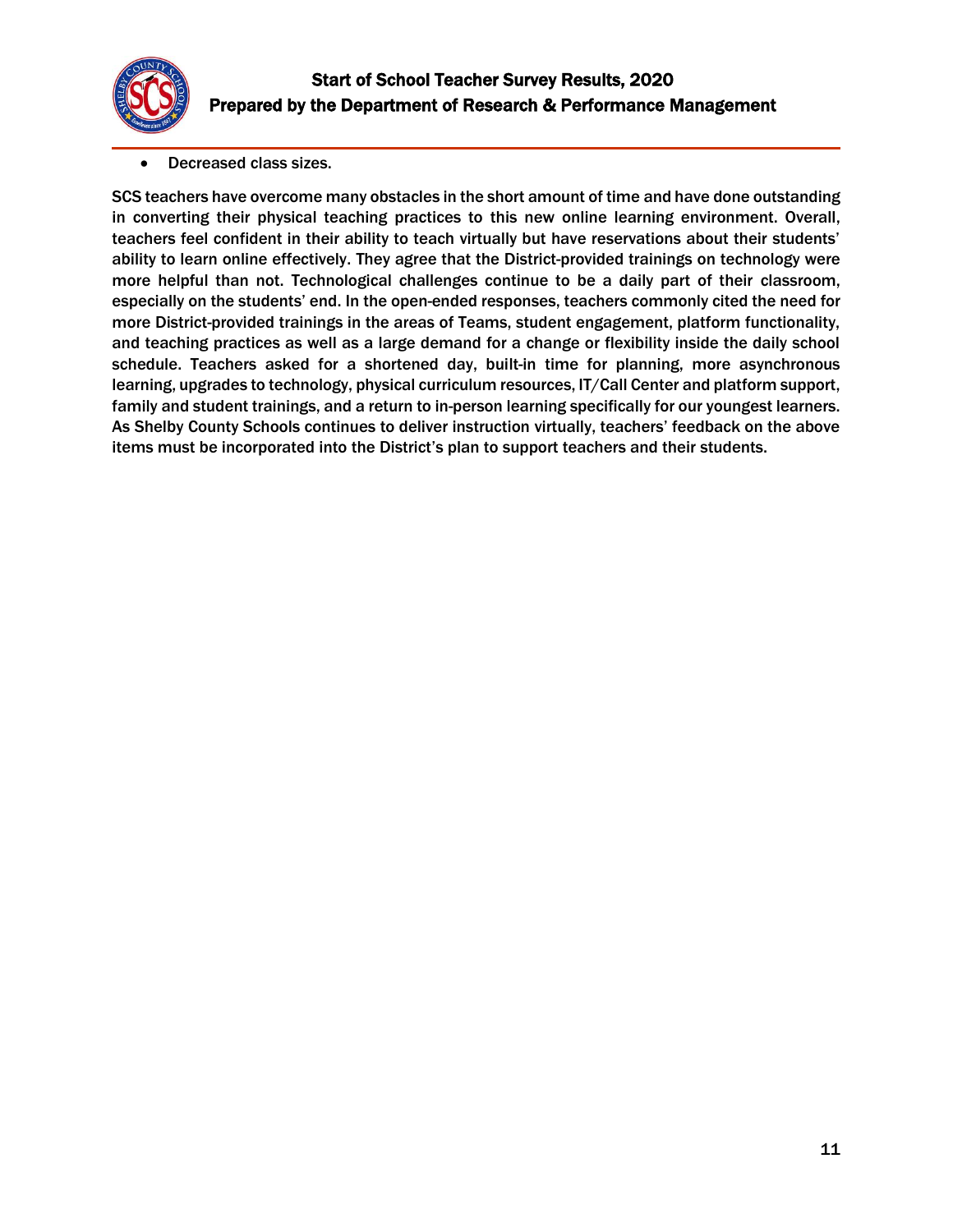- Decreased class sizes.

SCS teachers have overcome many obstacles in the short amount of time and have done outstanding in converting their physical teaching practices to this new online learning environment. Overall, teachers feel confident in their ability to teach virtually but have reservations about their students' ability to learn online effectively. They agree that the District-provided trainings on technology were more helpful than not. Technological challenges continue to be a daily part of their classroom, especially on the students' end. In the open-ended responses, teachers commonly cited the need for more District-provided trainings in the areas of Teams, student engagement, platform functionality, and teaching practices as well as a large demand for a change or flexibility inside the daily school schedule. Teachers asked for a shortened day, built-in time for planning, more asynchronous learning, upgrades to technology, physical curriculum resources, IT/Call Center and platform support, family and student trainings, and a return to in-person learning specifically for our youngest learners. As Shelby County Schools continues to deliver instruction virtually, teachers' feedback on the above items must be incorporated into the District's plan to support teachers and their students.